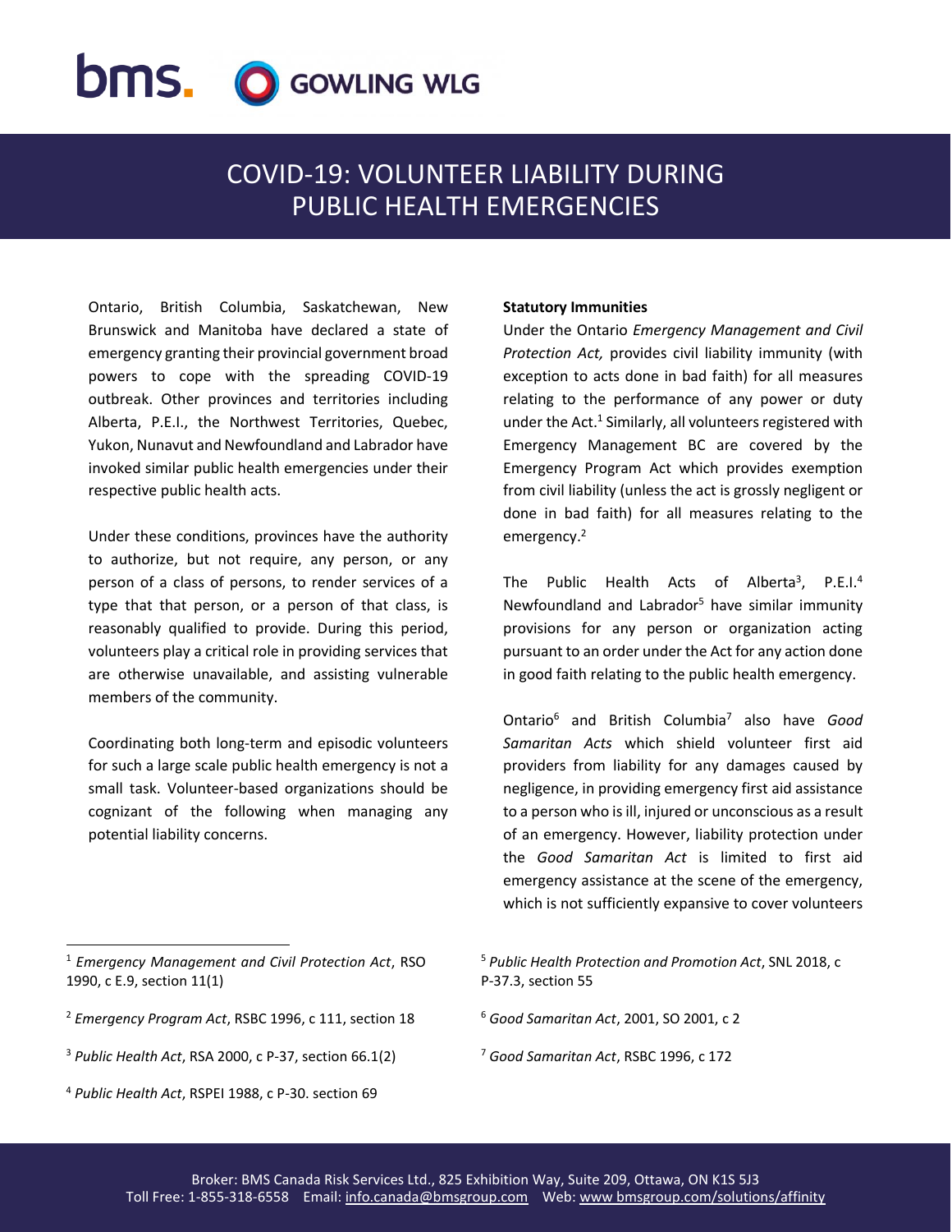# COVID-19: VOLUNTEER LIABILITY DURING PUBLIC HEALTH EMERGENCIES

Ontario, British Columbia, Saskatchewan, New Brunswick and Manitoba have declared a state of emergency granting their provincial government broad powers to cope with the spreading COVID-19 outbreak. Other provinces and territories including Alberta, P.E.I., the Northwest Territories, Quebec, Yukon, Nunavut and Newfoundland and Labrador have invoked similar public health emergencies under their respective public health acts.

Under these conditions, provinces have the authority to authorize, but not require, any person, or any person of a class of persons, to render services of a type that that person, or a person of that class, is reasonably qualified to provide. During this period, volunteers play a critical role in providing services that are otherwise unavailable, and assisting vulnerable members of the community.

Coordinating both long-term and episodic volunteers for such a large scale public health emergency is not a small task. Volunteer-based organizations should be cognizant of the following when managing any potential liability concerns.

**Statutory Immunities**

Under the Ontario *Emergency Management and Civil Protection Act,* provides civil liability immunity (with exception to acts done in bad faith) for all measures relating to the performance of any power or duty under the Act.[1] Similarly, all volunteers registered with Emergency Management BC are covered by the Emergency Program Act which provides exemption from civil liability (unless the act is grossly negligent or done in bad faith) for all measures relating to the emergency.[2]

The Public Health Acts of Alberta[3], P.E.I.[4] Newfoundland and Labrador[5] have similar immunity provisions for any person or organization acting pursuant to an order under the Act for any action done in good faith relating to the public health emergency.

Ontario[6] and British Columbia[7] also have *Good Samaritan Acts* which shield volunteer first aid providers from liability for any damages caused by negligence, in providing emergency first aid assistance to a person who is ill, injured or unconscious as a result of an emergency. However, liability protection under the *Good Samaritan Act* is limited to first aid emergency assistance at the scene of the emergency, which is not sufficiently expansive to cover volunteers

---

[1] *Emergency Management and Civil Protection Act*, RSO 1990, c E.9, section 11(1)

[2] *Emergency Program Act*, RSBC 1996, c 111, section 18

[3] *Public Health Act*, RSA 2000, c P-37, section 66.1(2)

[4] *Public Health Act*, RSPEI 1988, c P-30. section 69

[5] *Public Health Protection and Promotion Act*, SNL 2018, c P-37.3, section 55

[6] *Good Samaritan Act*, 2001, SO 2001, c 2

[7] *Good Samaritan Act*, RSBC 1996, c 172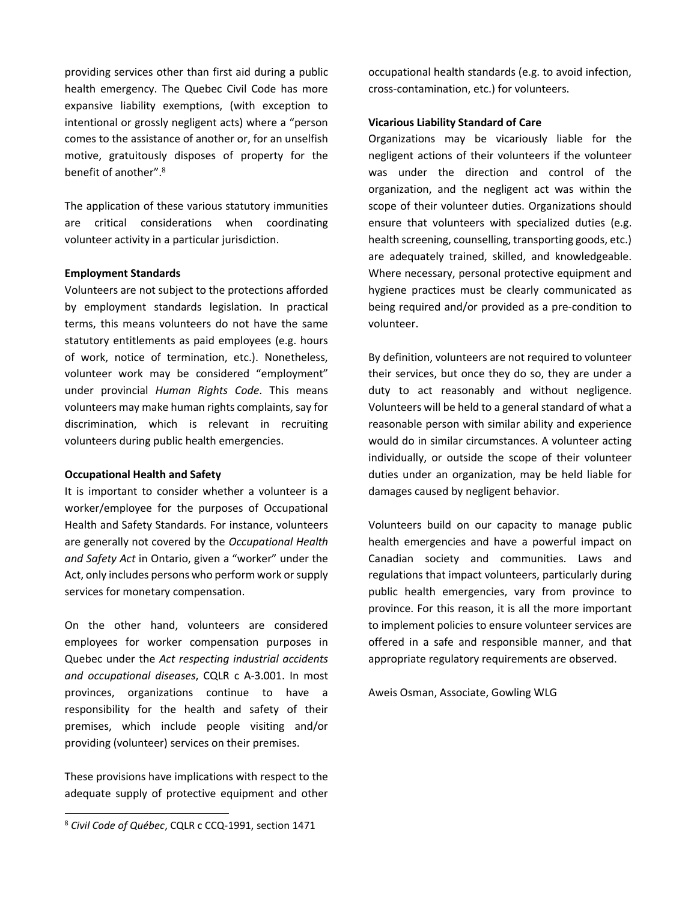providing services other than first aid during a public health emergency. The Quebec Civil Code has more expansive liability exemptions, (with exception to intentional or grossly negligent acts) where a "person comes to the assistance of another or, for an unselfish motive, gratuitously disposes of property for the benefit of another".[8]

The application of these various statutory immunities are critical considerations when coordinating volunteer activity in a particular jurisdiction.

**Employment Standards**

Volunteers are not subject to the protections afforded by employment standards legislation. In practical terms, this means volunteers do not have the same statutory entitlements as paid employees (e.g. hours of work, notice of termination, etc.). Nonetheless, volunteer work may be considered "employment" under provincial *Human Rights Code*. This means volunteers may make human rights complaints, say for discrimination, which is relevant in recruiting volunteers during public health emergencies.

**Occupational Health and Safety**

It is important to consider whether a volunteer is a worker/employee for the purposes of Occupational Health and Safety Standards. For instance, volunteers are generally not covered by the *Occupational Health and Safety Act* in Ontario, given a "worker" under the Act, only includes persons who perform work or supply services for monetary compensation.

On the other hand, volunteers are considered employees for worker compensation purposes in Quebec under the *Act respecting industrial accidents and occupational diseases*, CQLR c A-3.001. In most provinces, organizations continue to have a responsibility for the health and safety of their premises, which include people visiting and/or providing (volunteer) services on their premises.

These provisions have implications with respect to the adequate supply of protective equipment and other occupational health standards (e.g. to avoid infection, cross-contamination, etc.) for volunteers.

**Vicarious Liability Standard of Care**

Organizations may be vicariously liable for the negligent actions of their volunteers if the volunteer was under the direction and control of the organization, and the negligent act was within the scope of their volunteer duties. Organizations should ensure that volunteers with specialized duties (e.g. health screening, counselling, transporting goods, etc.) are adequately trained, skilled, and knowledgeable. Where necessary, personal protective equipment and hygiene practices must be clearly communicated as being required and/or provided as a pre-condition to volunteer.

By definition, volunteers are not required to volunteer their services, but once they do so, they are under a duty to act reasonably and without negligence. Volunteers will be held to a general standard of what a reasonable person with similar ability and experience would do in similar circumstances. A volunteer acting individually, or outside the scope of their volunteer duties under an organization, may be held liable for damages caused by negligent behavior.

Volunteers build on our capacity to manage public health emergencies and have a powerful impact on Canadian society and communities. Laws and regulations that impact volunteers, particularly during public health emergencies, vary from province to province. For this reason, it is all the more important to implement policies to ensure volunteer services are offered in a safe and responsible manner, and that appropriate regulatory requirements are observed.

Aweis Osman, Associate, Gowling WLG

---

[8] *Civil Code of Québec*, CQLR c CCQ-1991, section 1471